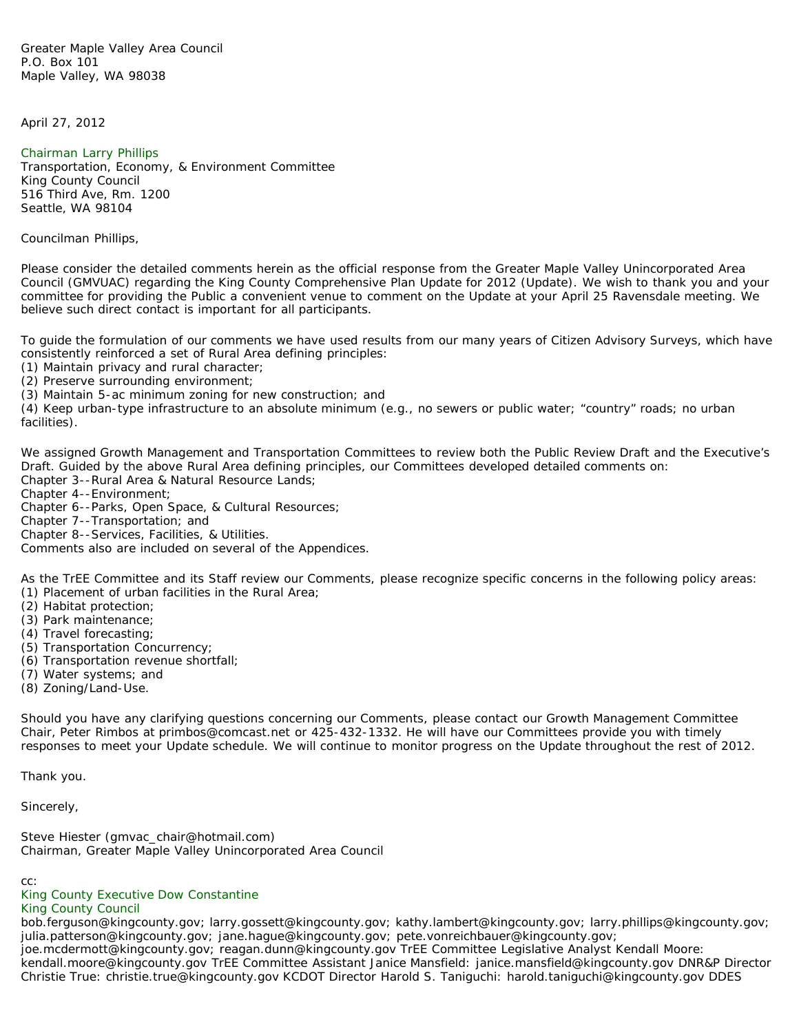Greater Maple Valley Area Council
P.O. Box 101
Maple Valley, WA 98038

April 27, 2012

Chairman Larry Phillips
Transportation, Economy, & Environment Committee
King County Council
516 Third Ave, Rm. 1200
Seattle, WA 98104

Councilman Phillips,

Please consider the detailed comments herein as the official response from the Greater Maple Valley Unincorporated Area Council (GMVUAC) regarding the King County Comprehensive Plan Update for 2012 (Update). We wish to thank you and your committee for providing the Public a convenient venue to comment on the Update at your April 25 Ravensdale meeting. We believe such direct contact is important for all participants.

To guide the formulation of our comments we have used results from our many years of Citizen Advisory Surveys, which have consistently reinforced a set of Rural Area defining principles:
(1) Maintain privacy and rural character;
(2) Preserve surrounding environment;
(3) Maintain 5-ac minimum zoning for new construction; and
(4) Keep urban-type infrastructure to an absolute minimum (e.g., no sewers or public water; "country" roads; no urban facilities).

We assigned Growth Management and Transportation Committees to review both the Public Review Draft and the Executive's Draft. Guided by the above Rural Area defining principles, our Committees developed detailed comments on:
Chapter 3--Rural Area & Natural Resource Lands;
Chapter 4--Environment;
Chapter 6--Parks, Open Space, & Cultural Resources;
Chapter 7--Transportation; and
Chapter 8--Services, Facilities, & Utilities.
Comments also are included on several of the Appendices.

As the TrEE Committee and its Staff review our Comments, please recognize specific concerns in the following policy areas:
(1) Placement of urban facilities in the Rural Area;
(2) Habitat protection;
(3) Park maintenance;
(4) Travel forecasting;
(5) Transportation Concurrency;
(6) Transportation revenue shortfall;
(7) Water systems; and
(8) Zoning/Land-Use.

Should you have any clarifying questions concerning our Comments, please contact our Growth Management Committee Chair, Peter Rimbos at primbos@comcast.net or 425-432-1332. He will have our Committees provide you with timely responses to meet your Update schedule. We will continue to monitor progress on the Update throughout the rest of 2012.

Thank you.

Sincerely,

Steve Hiester (gmvac_chair@hotmail.com)
Chairman, Greater Maple Valley Unincorporated Area Council

cc:
King County Executive Dow Constantine
King County Council
bob.ferguson@kingcounty.gov; larry.gossett@kingcounty.gov; kathy.lambert@kingcounty.gov; larry.phillips@kingcounty.gov; julia.patterson@kingcounty.gov; jane.hague@kingcounty.gov; pete.vonreichbauer@kingcounty.gov; joe.mcdermott@kingcounty.gov; reagan.dunn@kingcounty.gov TrEE Committee Legislative Analyst Kendall Moore: kendall.moore@kingcounty.gov TrEE Committee Assistant Janice Mansfield: janice.mansfield@kingcounty.gov DNR&P Director Christie True: christie.true@kingcounty.gov KCDOT Director Harold S. Taniguchi: harold.taniguchi@kingcounty.gov DDES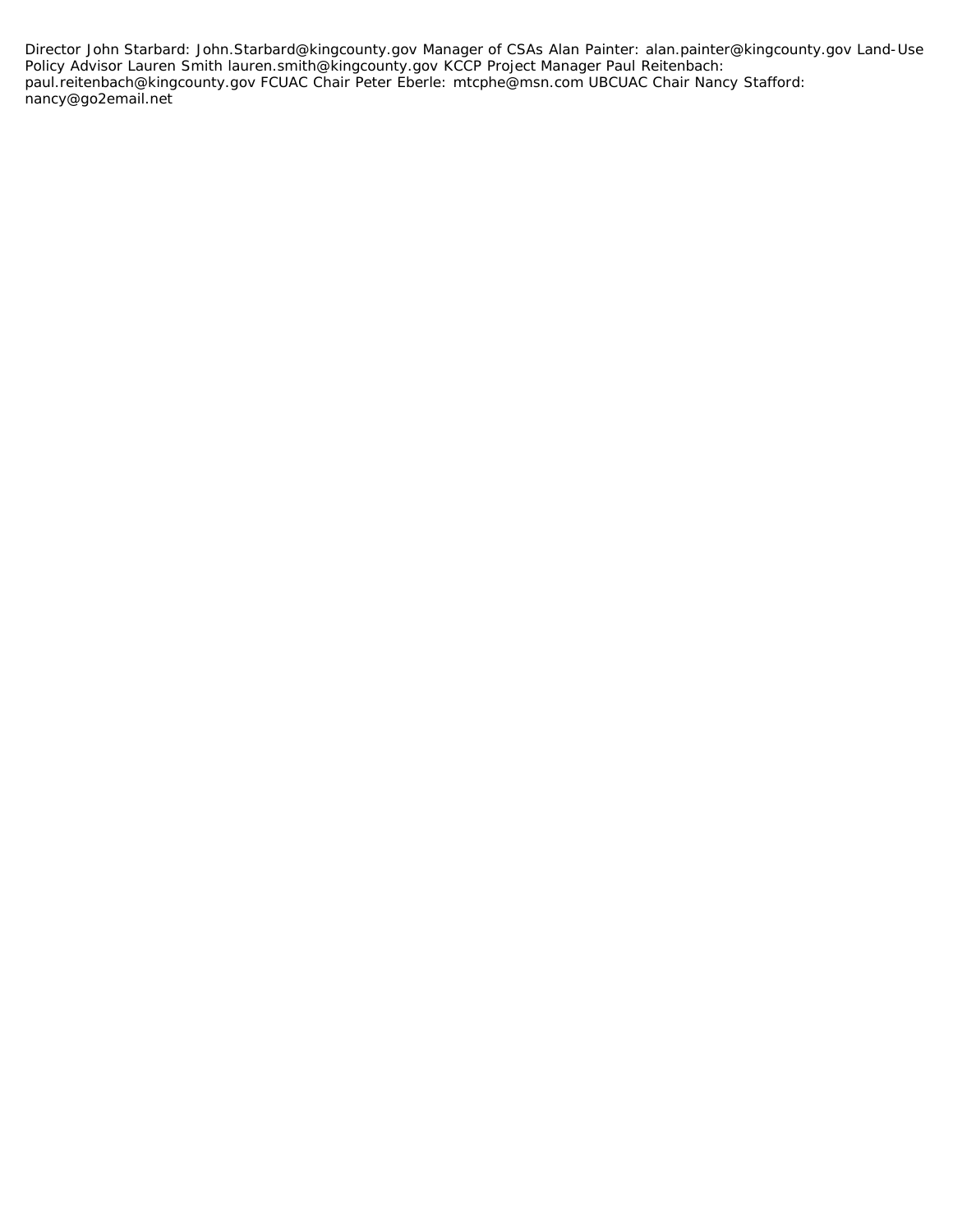Director John Starbard: John.Starbard@kingcounty.gov Manager of CSAs Alan Painter: alan.painter@kingcounty.gov Land-Use Policy Advisor Lauren Smith lauren.smith@kingcounty.gov KCCP Project Manager Paul Reitenbach: paul.reitenbach@kingcounty.gov FCUAC Chair Peter Eberle: mtcphe@msn.com UBCUAC Chair Nancy Stafford: nancy@go2email.net